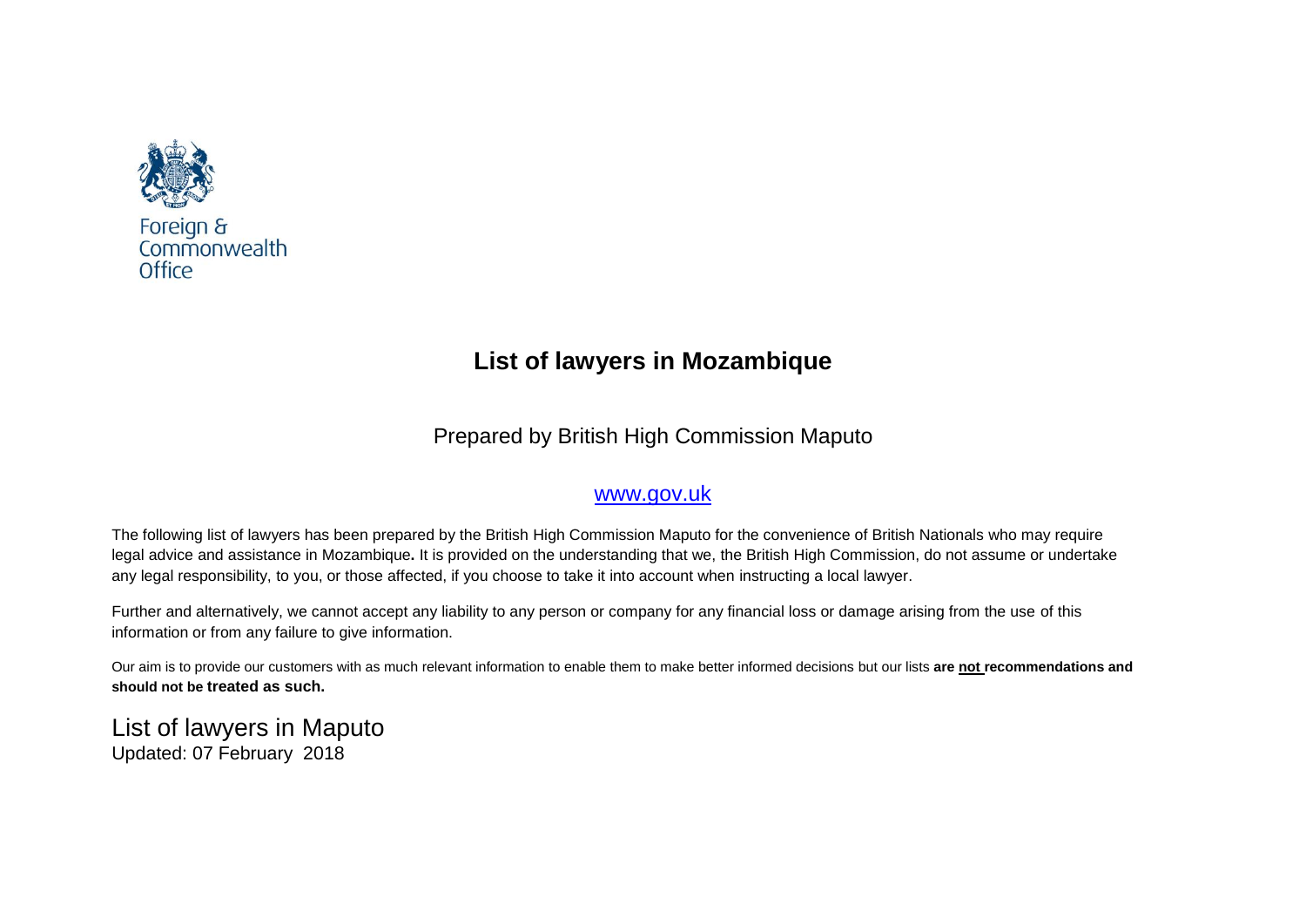Foreign & Commonwealth Office

# List of lawyers in Mozambique

Prepared by British High Commission Maputo

[www.gov.uk](http://www.gov.uk)

The following list of lawyers has been prepared by the British High Commission Maputo for the convenience of British Nationals who may require legal advice and assistance in Mozambique**.** It is provided on the understanding that we, the British High Commission, do not assume or undertake any legal responsibility, to you, or those affected, if you choose to take it into account when instructing a local lawyer.

Further and alternatively, we cannot accept any liability to any person or company for any financial loss or damage arising from the use of this information or from any failure to give information.

Our aim is to provide our customers with as much relevant information to enable them to make better informed decisions but our lists **are not recommendations and should not be treated as such.**

## List of lawyers in Maputo

Updated: 07 February 2018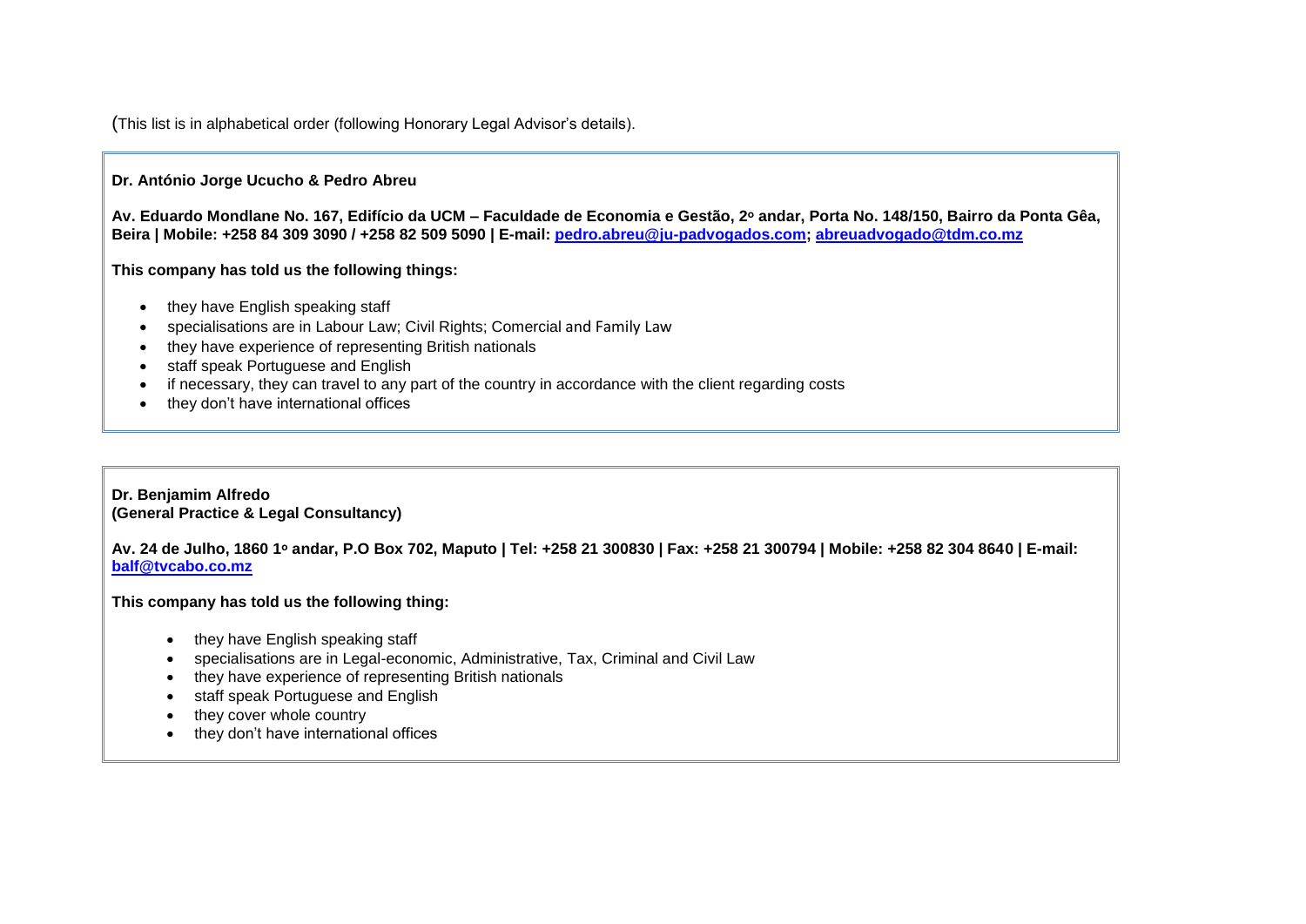(This list is in alphabetical order (following Honorary Legal Advisor's details).

**Dr. António Jorge Ucucho & Pedro Abreu**

**Av. Eduardo Mondlane No. 167, Edifício da UCM – Faculdade de Economia e Gestão, 2º andar, Porta No. 148/150, Bairro da Ponta Gêa, Beira | Mobile: +258 84 309 3090 / +258 82 509 5090 | E-mail: pedro.abreu@ju-padvogados.com; abreuadvogado@tdm.co.mz**

**This company has told us the following things:**

- they have English speaking staff
- specialisations are in Labour Law; Civil Rights; Comercial and Family Law
- they have experience of representing British nationals
- staff speak Portuguese and English
- if necessary, they can travel to any part of the country in accordance with the client regarding costs
- they don't have international offices

**Dr. Benjamim Alfredo**
**(General Practice & Legal Consultancy)**

**Av. 24 de Julho, 1860 1º andar, P.O Box 702, Maputo | Tel: +258 21 300830 | Fax: +258 21 300794 | Mobile: +258 82 304 8640 | E-mail: balf@tvcabo.co.mz**

**This company has told us the following thing:**

- they have English speaking staff
- specialisations are in Legal-economic, Administrative, Tax, Criminal and Civil Law
- they have experience of representing British nationals
- staff speak Portuguese and English
- they cover whole country
- they don't have international offices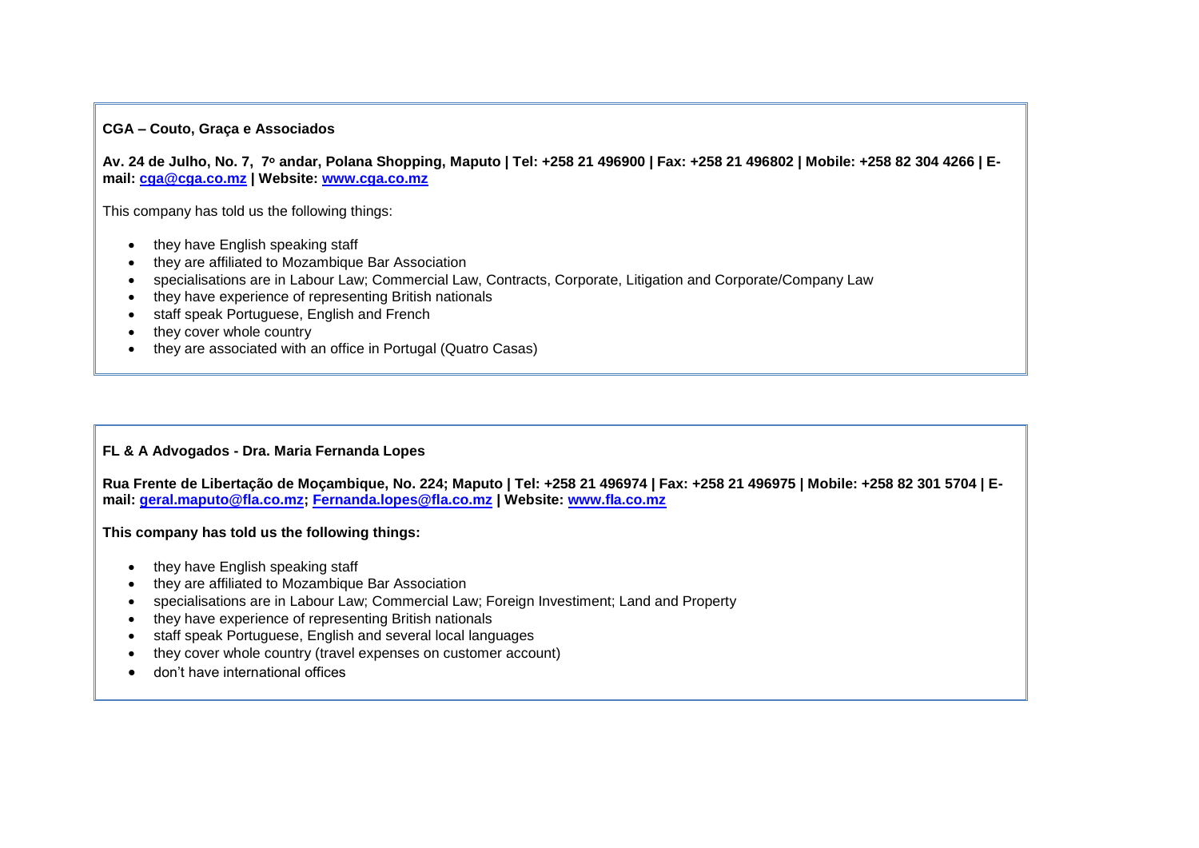**CGA – Couto, Graça e Associados**

**Av. 24 de Julho, No. 7, 7º andar, Polana Shopping, Maputo | Tel: +258 21 496900 | Fax: +258 21 496802 | Mobile: +258 82 304 4266 | E-mail: [cga@cga.co.mz](mailto:cga@cga.co.mz) | Website: [www.cga.co.mz](http://www.cga.co.mz)**

This company has told us the following things:

- they have English speaking staff
- they are affiliated to Mozambique Bar Association
- specialisations are in Labour Law; Commercial Law, Contracts, Corporate, Litigation and Corporate/Company Law
- they have experience of representing British nationals
- staff speak Portuguese, English and French
- they cover whole country
- they are associated with an office in Portugal (Quatro Casas)

**FL & A Advogados - Dra. Maria Fernanda Lopes**

**Rua Frente de Libertação de Moçambique, No. 224; Maputo | Tel: +258 21 496974 | Fax: +258 21 496975 | Mobile: +258 82 301 5704 | E-mail: [geral.maputo@fla.co.mz](mailto:geral.maputo@fla.co.mz); [Fernanda.lopes@fla.co.mz](mailto:Fernanda.lopes@fla.co.mz) | Website: [www.fla.co.mz](http://www.fla.co.mz)**

**This company has told us the following things:**

- they have English speaking staff
- they are affiliated to Mozambique Bar Association
- specialisations are in Labour Law; Commercial Law; Foreign Investiment; Land and Property
- they have experience of representing British nationals
- staff speak Portuguese, English and several local languages
- they cover whole country (travel expenses on customer account)
- don't have international offices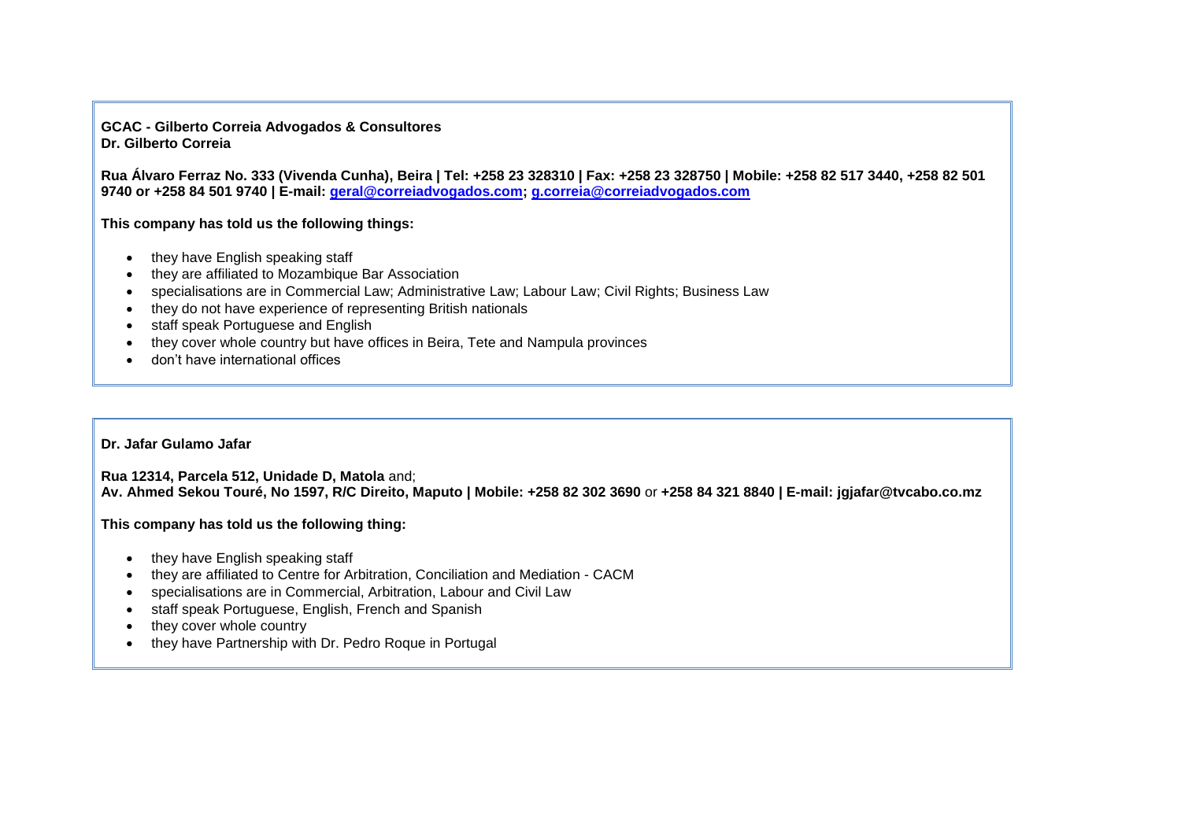**GCAC - Gilberto Correia Advogados & Consultores**
**Dr. Gilberto Correia**

**Rua Álvaro Ferraz No. 333 (Vivenda Cunha), Beira | Tel: +258 23 328310 | Fax: +258 23 328750 | Mobile: +258 82 517 3440, +258 82 501 9740 or +258 84 501 9740 | E-mail: geral@correiadvogados.com; g.correia@correiadvogados.com**

**This company has told us the following things:**

- they have English speaking staff
- they are affiliated to Mozambique Bar Association
- specialisations are in Commercial Law; Administrative Law; Labour Law; Civil Rights; Business Law
- they do not have experience of representing British nationals
- staff speak Portuguese and English
- they cover whole country but have offices in Beira, Tete and Nampula provinces
- don't have international offices

**Dr. Jafar Gulamo Jafar**

**Rua 12314, Parcela 512, Unidade D, Matola** and;
**Av. Ahmed Sekou Touré, No 1597, R/C Direito, Maputo | Mobile: +258 82 302 3690** or **+258 84 321 8840 | E-mail: jgjafar@tvcabo.co.mz**

**This company has told us the following thing:**

- they have English speaking staff
- they are affiliated to Centre for Arbitration, Conciliation and Mediation - CACM
- specialisations are in Commercial, Arbitration, Labour and Civil Law
- staff speak Portuguese, English, French and Spanish
- they cover whole country
- they have Partnership with Dr. Pedro Roque in Portugal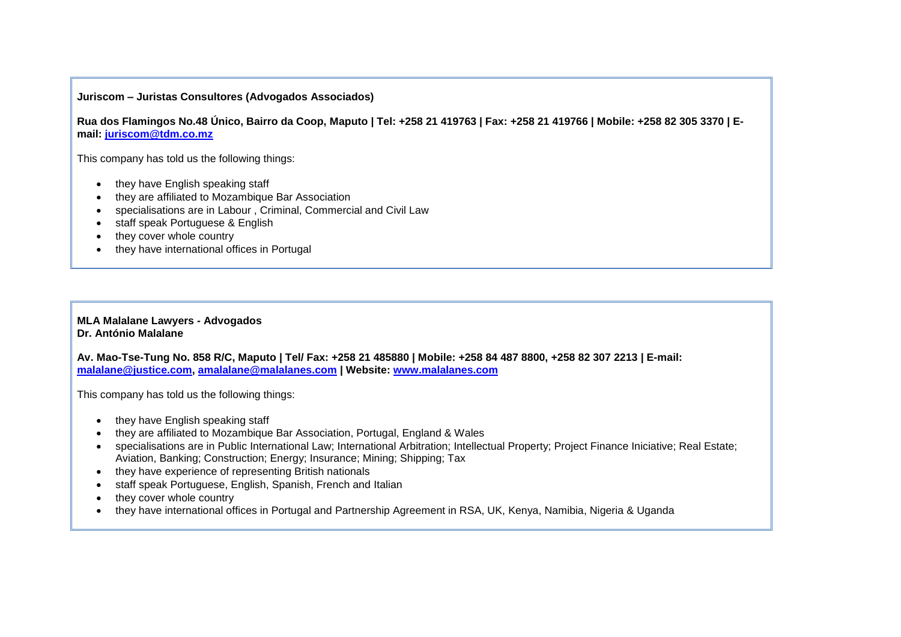**Juriscom – Juristas Consultores (Advogados Associados)**

**Rua dos Flamingos No.48 Único, Bairro da Coop, Maputo | Tel: +258 21 419763 | Fax: +258 21 419766 | Mobile: +258 82 305 3370 | E-mail: juriscom@tdm.co.mz**

This company has told us the following things:

- they have English speaking staff
- they are affiliated to Mozambique Bar Association
- specialisations are in Labour , Criminal, Commercial and Civil Law
- staff speak Portuguese & English
- they cover whole country
- they have international offices in Portugal

**MLA Malalane Lawyers - Advogados**
**Dr. António Malalane**

**Av. Mao-Tse-Tung No. 858 R/C, Maputo | Tel/ Fax: +258 21 485880 | Mobile: +258 84 487 8800, +258 82 307 2213 | E-mail: malalane@justice.com, amalalane@malalanes.com | Website: www.malalanes.com**

This company has told us the following things:

- they have English speaking staff
- they are affiliated to Mozambique Bar Association, Portugal, England & Wales
- specialisations are in Public International Law; International Arbitration; Intellectual Property; Project Finance Iniciative; Real Estate; Aviation, Banking; Construction; Energy; Insurance; Mining; Shipping; Tax
- they have experience of representing British nationals
- staff speak Portuguese, English, Spanish, French and Italian
- they cover whole country
- they have international offices in Portugal and Partnership Agreement in RSA, UK, Kenya, Namibia, Nigeria & Uganda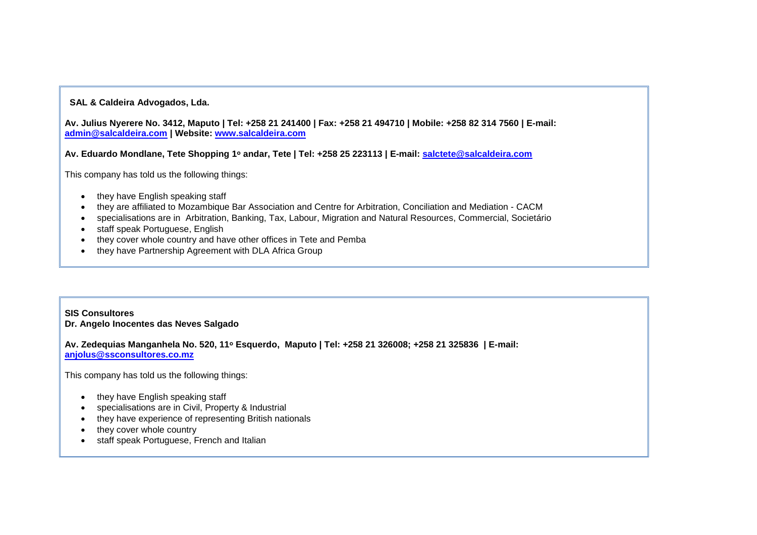**SAL & Caldeira Advogados, Lda.**

**Av. Julius Nyerere No. 3412, Maputo | Tel: +258 21 241400 | Fax: +258 21 494710 | Mobile: +258 82 314 7560 | E-mail: [admin@salcaldeira.com](mailto:admin@salcaldeira.com) | Website: [www.salcaldeira.com](http://www.salcaldeira.com)**

**Av. Eduardo Mondlane, Tete Shopping 1º andar, Tete | Tel: +258 25 223113 | E-mail: [salctete@salcaldeira.com](mailto:salctete@salcaldeira.com)**

This company has told us the following things:

- they have English speaking staff
- they are affiliated to Mozambique Bar Association and Centre for Arbitration, Conciliation and Mediation - CACM
- specialisations are in Arbitration, Banking, Tax, Labour, Migration and Natural Resources, Commercial, Societário
- staff speak Portuguese, English
- they cover whole country and have other offices in Tete and Pemba
- they have Partnership Agreement with DLA Africa Group

**SIS Consultores**
**Dr. Angelo Inocentes das Neves Salgado**

**Av. Zedequias Manganhela No. 520, 11º Esquerdo, Maputo | Tel: +258 21 326008; +258 21 325836 | E-mail: [anjolus@ssconsultores.co.mz](mailto:anjolus@ssconsultores.co.mz)**

This company has told us the following things:

- they have English speaking staff
- specialisations are in Civil, Property & Industrial
- they have experience of representing British nationals
- they cover whole country
- staff speak Portuguese, French and Italian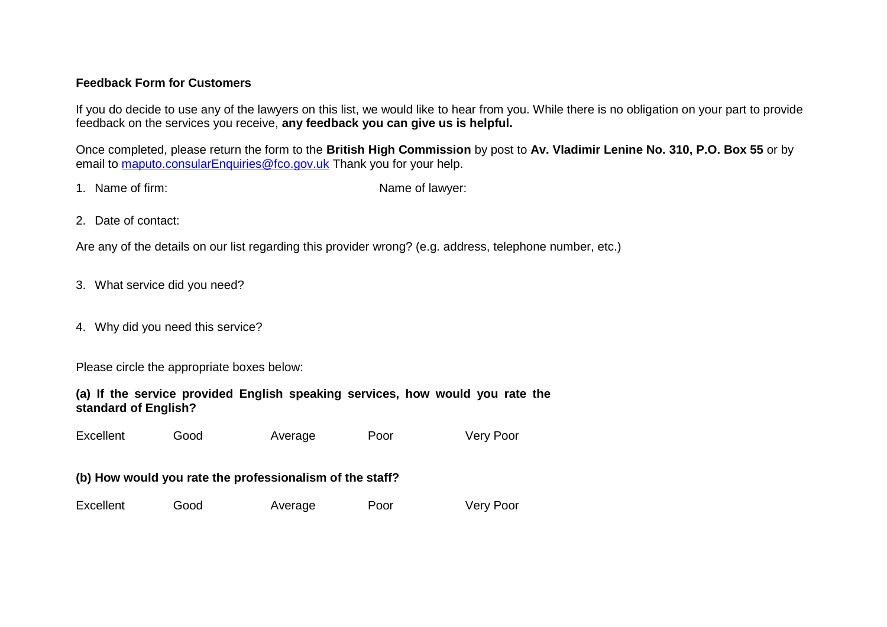**Feedback Form for Customers**

If you do decide to use any of the lawyers on this list, we would like to hear from you. While there is no obligation on your part to provide feedback on the services you receive, **any feedback you can give us is helpful.**

Once completed, please return the form to the **British High Commission** by post to **Av. Vladimir Lenine No. 310, P.O. Box 55** or by email to maputo.consularEnquiries@fco.gov.uk Thank you for your help.

1. Name of firm: Name of lawyer:

2. Date of contact:

Are any of the details on our list regarding this provider wrong? (e.g. address, telephone number, etc.)

3. What service did you need?

4. Why did you need this service?

Please circle the appropriate boxes below:

**(a) If the service provided English speaking services, how would you rate the standard of English?**

Excellent Good Average Poor Very Poor

**(b) How would you rate the professionalism of the staff?**

Excellent Good Average Poor Very Poor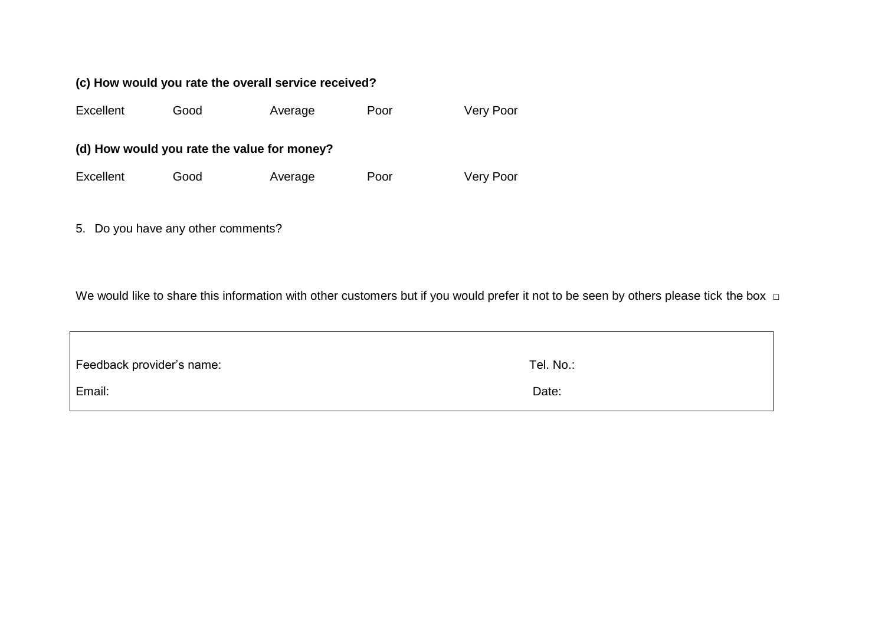**(c) How would you rate the overall service received?**

Excellent Good Average Poor Very Poor

**(d) How would you rate the value for money?**

Excellent Good Average Poor Very Poor

5. Do you have any other comments?

We would like to share this information with other customers but if you would prefer it not to be seen by others please tick the box □

| | |
|---|---|
| Feedback provider's name: | Tel. No.: |
| Email: | Date: |